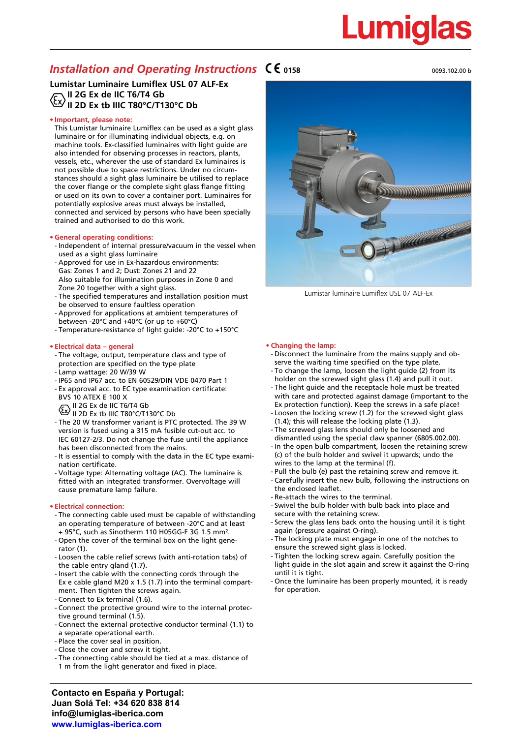Lumiglas

# Installation and Operating Instructions CE 0158

0093.102.00 b

## Lumistar Luminaire Lumiflex USL 07 ALF-Ex
## Ex II 2G Ex de IIC T6/T4 Gb
## II 2D Ex tb IIIC T80°C/T130°C Db

**• Important, please note:**

This Lumistar luminaire Lumiflex can be used as a sight glass luminaire or for illuminating individual objects, e.g. on machine tools. Ex-classified luminaires with light guide are also intended for observing processes in reactors, plants, vessels, etc., wherever the use of standard Ex luminaires is not possible due to space restrictions. Under no circumstances should a sight glass luminaire be utilised to replace the cover flange or the complete sight glass flange fitting or used on its own to cover a container port. Luminaires for potentially explosive areas must always be installed, connected and serviced by persons who have been specially trained and authorised to do this work.

**• General operating conditions:**

- Independent of internal pressure/vacuum in the vessel when used as a sight glass luminaire
- Approved for use in Ex-hazardous environments: Gas: Zones 1 and 2; Dust: Zones 21 and 22
  Also suitable for illumination purposes in Zone 0 and Zone 20 together with a sight glass.
- The specified temperatures and installation position must be observed to ensure faultless operation
- Approved for applications at ambient temperatures of between -20°C and +40°C (or up to +60°C)
- Temperature-resistance of light guide: -20°C to +150°C

**• Electrical data – general**

- The voltage, output, temperature class and type of protection are specified on the type plate
- Lamp wattage: 20 W/39 W
- IP65 and IP67 acc. to EN 60529/DIN VDE 0470 Part 1
- Ex approval acc. to EC type examination certificate: BVS 10 ATEX E 100 X
  Ex II 2G Ex de IIC T6/T4 Gb
  II 2D Ex tb IIIC T80°C/T130°C Db
- The 20 W transformer variant is PTC protected. The 39 W version is fused using a 315 mA fusible cut-out acc. to IEC 60127-2/3. Do not change the fuse until the appliance has been disconnected from the mains.
- It is essential to comply with the data in the EC type examination certificate.
- Voltage type: Alternating voltage (AC). The luminaire is fitted with an integrated transformer. Overvoltage will cause premature lamp failure.

**• Electrical connection:**

- The connecting cable used must be capable of withstanding an operating temperature of between -20°C and at least + 95°C, such as Sinotherm 110 H05GG-F 3G 1.5 mm².
- Open the cover of the terminal box on the light generator (1).
- Loosen the cable relief screws (with anti-rotation tabs) of the cable entry gland (1.7).
- Insert the cable with the connecting cords through the Ex e cable gland M20 x 1.5 (1.7) into the terminal compartment. Then tighten the screws again.
- Connect to Ex terminal (1.6).
- Connect the protective ground wire to the internal protective ground terminal (1.5).
- Connect the external protective conductor terminal (1.1) to a separate operational earth.
- Place the cover seal in position.
- Close the cover and screw it tight.
- The connecting cable should be tied at a max. distance of 1 m from the light generator and fixed in place.

Lumistar luminaire Lumiflex USL 07 ALF-Ex

**• Changing the lamp:**

- Disconnect the luminaire from the mains supply and observe the waiting time specified on the type plate.
- To change the lamp, loosen the light guide (2) from its holder on the screwed sight glass (1.4) and pull it out.
- The light guide and the receptacle hole must be treated with care and protected against damage (important to the Ex protection function). Keep the screws in a safe place!
- Loosen the locking screw (1.2) for the screwed sight glass (1.4); this will release the locking plate (1.3).
- The screwed glass lens should only be loosened and dismantled using the special claw spanner (6805.002.00).
- In the open bulb compartment, loosen the retaining screw (c) of the bulb holder and swivel it upwards; undo the wires to the lamp at the terminal (f).
- Pull the bulb (e) past the retaining screw and remove it.
- Carefully insert the new bulb, following the instructions on the enclosed leaflet.
- Re-attach the wires to the terminal.
- Swivel the bulb holder with bulb back into place and secure with the retaining screw.
- Screw the glass lens back onto the housing until it is tight again (pressure against O-ring).
- The locking plate must engage in one of the notches to ensure the screwed sight glass is locked.
- Tighten the locking screw again. Carefully position the light guide in the slot again and screw it against the O-ring until it is tight.
- Once the luminaire has been properly mounted, it is ready for operation.

**Contacto en España y Portugal:**
**Juan Solá Tel: +34 620 838 814**
**info@lumiglas-iberica.com**
**www.lumiglas-iberica.com**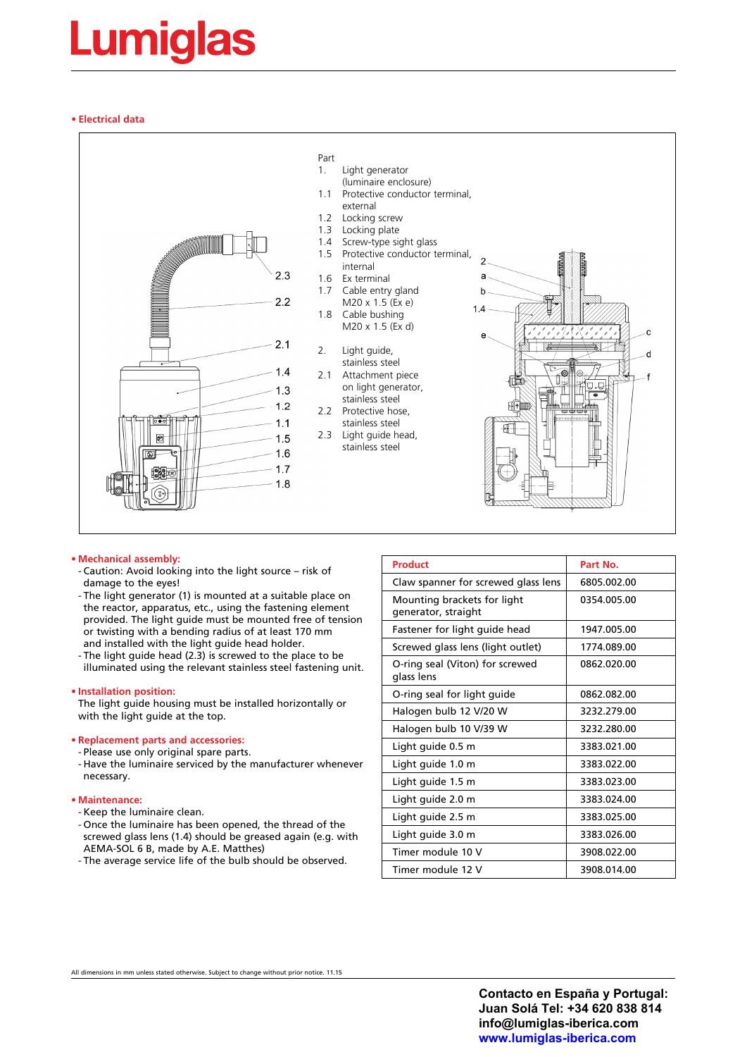Lumiglas

• **Electrical data**

Part
1. Light generator (luminaire enclosure)
1.1 Protective conductor terminal, external
1.2 Locking screw
1.3 Locking plate
1.4 Screw-type sight glass
1.5 Protective conductor terminal, internal
1.6 Ex terminal
1.7 Cable entry gland M20 x 1.5 (Ex e)
1.8 Cable bushing M20 x 1.5 (Ex d)

2. Light guide, stainless steel
2.1 Attachment piece on light generator, stainless steel
2.2 Protective hose, stainless steel
2.3 Light guide head, stainless steel

2.3
2.2
2.1
1.4
1.3
1.2
1.1
1.5
1.6
1.7
1.8

2
a
b
1.4
e
c
d
f

• **Mechanical assembly:**
- Caution: Avoid looking into the light source – risk of damage to the eyes!
- The light generator (1) is mounted at a suitable place on the reactor, apparatus, etc., using the fastening element provided. The light guide must be mounted free of tension or twisting with a bending radius of at least 170 mm and installed with the light guide head holder.
- The light guide head (2.3) is screwed to the place to be illuminated using the relevant stainless steel fastening unit.

• **Installation position:**
The light guide housing must be installed horizontally or with the light guide at the top.

• **Replacement parts and accessories:**
- Please use only original spare parts.
- Have the luminaire serviced by the manufacturer whenever necessary.

• **Maintenance:**
- Keep the luminaire clean.
- Once the luminaire has been opened, the thread of the screwed glass lens (1.4) should be greased again (e.g. with AEMA-SOL 6 B, made by A.E. Matthes)
- The average service life of the bulb should be observed.

| Product | Part No. |
|---|---|
| Claw spanner for screwed glass lens | 6805.002.00 |
| Mounting brackets for light generator, straight | 0354.005.00 |
| Fastener for light guide head | 1947.005.00 |
| Screwed glass lens (light outlet) | 1774.089.00 |
| O-ring seal (Viton) for screwed glass lens | 0862.020.00 |
| O-ring seal for light guide | 0862.082.00 |
| Halogen bulb 12 V/20 W | 3232.279.00 |
| Halogen bulb 10 V/39 W | 3232.280.00 |
| Light guide 0.5 m | 3383.021.00 |
| Light guide 1.0 m | 3383.022.00 |
| Light guide 1.5 m | 3383.023.00 |
| Light guide 2.0 m | 3383.024.00 |
| Light guide 2.5 m | 3383.025.00 |
| Light guide 3.0 m | 3383.026.00 |
| Timer module 10 V | 3908.022.00 |
| Timer module 12 V | 3908.014.00 |

All dimensions in mm unless stated otherwise. Subject to change without prior notice. 11.15

**Contacto en España y Portugal:**
**Juan Solá Tel: +34 620 838 814**
**info@lumiglas-iberica.com**
**www.lumiglas-iberica.com**